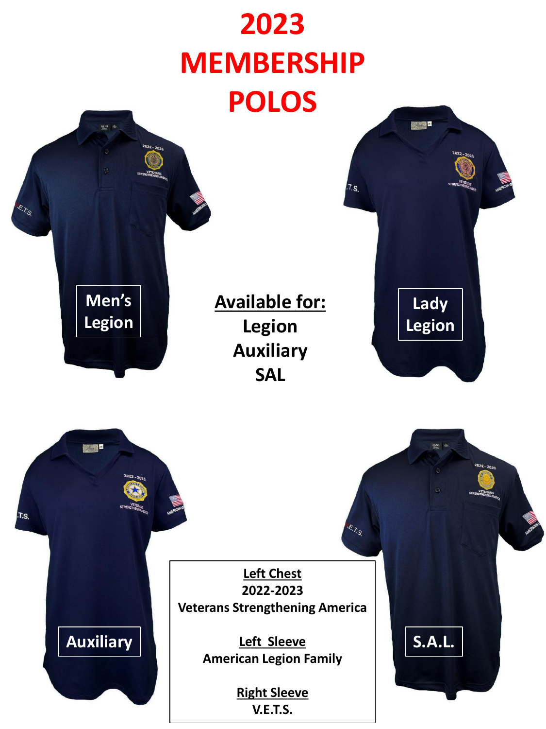# 2023 MEMBERSHIP POLOS

Men's Legion

Lady Legion

**Available for:**

Legion

Auxiliary

SAL

Auxiliary

S.A.L.

**Left Chest**

2022-2023

Veterans Strengthening America

**Left Sleeve**

American Legion Family

**Right Sleeve**

V.E.T.S.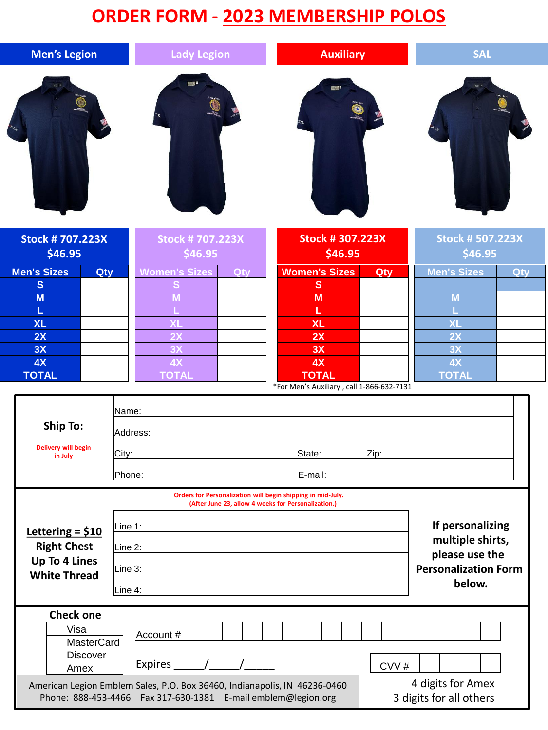# ORDER FORM - 2023 MEMBERSHIP POLOS

| Men's Legion | | Lady Legion | | Auxiliary | | SAL | |
|---|---|---|---|---|---|---|---|
| Stock # 707.223X $46.95 | | Stock # 707.223X $46.95 | | Stock # 307.223X $46.95 | | Stock # 507.223X $46.95 | |
| Men's Sizes | Qty | Women's Sizes | Qty | Women's Sizes | Qty | Men's Sizes | Qty |
| S | | S | | S | | | |
| M | | M | | M | | M | |
| L | | L | | L | | L | |
| XL | | XL | | XL | | XL | |
| 2X | | 2X | | 2X | | 2X | |
| 3X | | 3X | | 3X | | 3X | |
| 4X | | 4X | | 4X | | 4X | |
| TOTAL | | TOTAL | | TOTAL | | TOTAL | |

*For Men's Auxiliary , call 1-866-632-7131

**Ship To:**

Delivery will begin in July

Name:

Address:

City: State: Zip:

Phone: E-mail:

Orders for Personalization will begin shipping in mid-July.
(After June 23, allow 4 weeks for Personalization.)

**Lettering = $10**
**Right Chest**
**Up To 4 Lines**
**White Thread**

Line 1:

Line 2:

Line 3:

Line 4:

**If personalizing multiple shirts, please use the Personalization Form below.**

**Check one**

- Visa
- MasterCard
- Discover
- Amex

Account #

Expires _____/_____/_____

CVV #

4 digits for Amex
3 digits for all others

American Legion Emblem Sales, P.O. Box 36460, Indianapolis, IN 46236-0460
Phone: 888-453-4466 Fax 317-630-1381 E-mail emblem@legion.org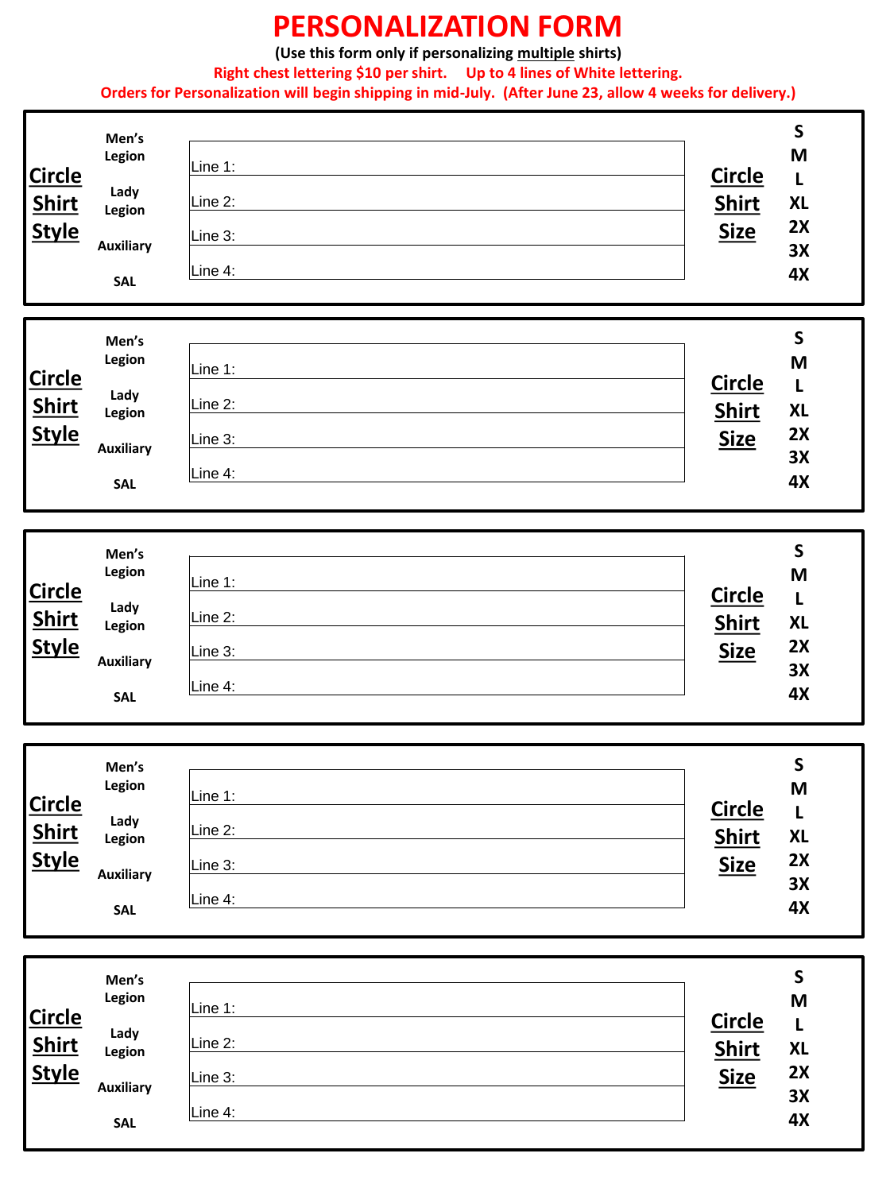# PERSONALIZATION FORM

**(Use this form only if personalizing multiple shirts)**

**Right chest lettering $10 per shirt. Up to 4 lines of White lettering.**

**Orders for Personalization will begin shipping in mid-July. (After June 23, allow 4 weeks for delivery.)**

| Circle Shirt Style | | | Circle Shirt Size | |
|---|---|---|---|---|
| | Men's Legion<br>Lady Legion<br>Auxiliary<br>SAL | Line 1:<br>Line 2:<br>Line 3:<br>Line 4: | | S<br>M<br>L<br>XL<br>2X<br>3X<br>4X |

| Circle Shirt Style | | | Circle Shirt Size | |
|---|---|---|---|---|
| | Men's Legion<br>Lady Legion<br>Auxiliary<br>SAL | Line 1:<br>Line 2:<br>Line 3:<br>Line 4: | | S<br>M<br>L<br>XL<br>2X<br>3X<br>4X |

| Circle Shirt Style | | | Circle Shirt Size | |
|---|---|---|---|---|
| | Men's Legion<br>Lady Legion<br>Auxiliary<br>SAL | Line 1:<br>Line 2:<br>Line 3:<br>Line 4: | | S<br>M<br>L<br>XL<br>2X<br>3X<br>4X |

| Circle Shirt Style | | | Circle Shirt Size | |
|---|---|---|---|---|
| | Men's Legion<br>Lady Legion<br>Auxiliary<br>SAL | Line 1:<br>Line 2:<br>Line 3:<br>Line 4: | | S<br>M<br>L<br>XL<br>2X<br>3X<br>4X |

| Circle Shirt Style | | | Circle Shirt Size | |
|---|---|---|---|---|
| | Men's Legion<br>Lady Legion<br>Auxiliary<br>SAL | Line 1:<br>Line 2:<br>Line 3:<br>Line 4: | | S<br>M<br>L<br>XL<br>2X<br>3X<br>4X |